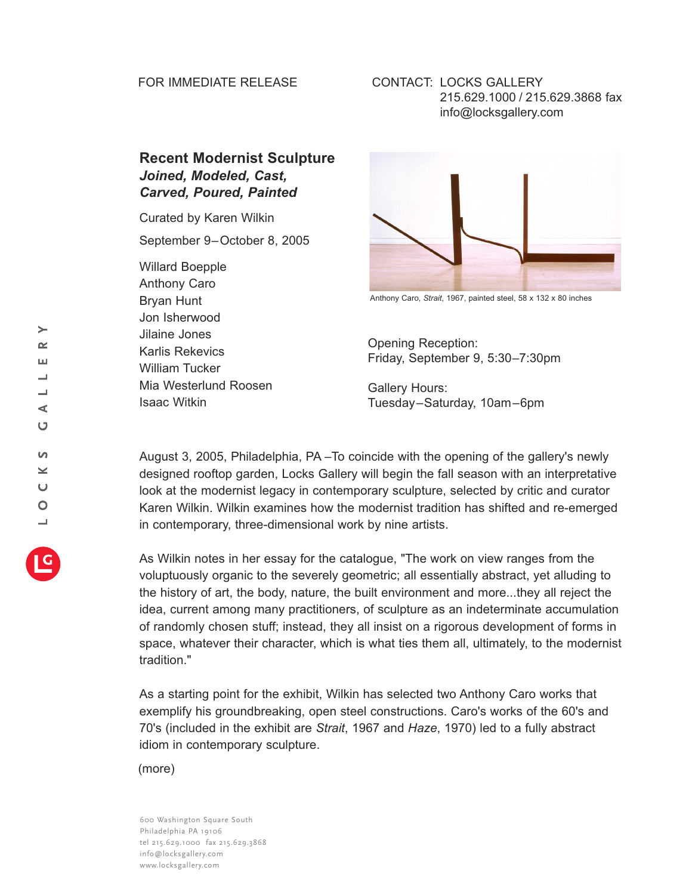FOR IMMEDIATE RELEASE

CONTACT: LOCKS GALLERY
215.629.1000 / 215.629.3868 fax
info@locksgallery.com

## Recent Modernist Sculpture
### *Joined, Modeled, Cast, Carved, Poured, Painted*

Curated by Karen Wilkin

September 9–October 8, 2005

Willard Boepple
Anthony Caro
Bryan Hunt
Jon Isherwood
Jilaine Jones
Karlis Rekevics
William Tucker
Mia Westerlund Roosen
Isaac Witkin

Anthony Caro, *Strait*, 1967, painted steel, 58 x 132 x 80 inches

Opening Reception:
Friday, September 9, 5:30–7:30pm

Gallery Hours:
Tuesday–Saturday, 10am–6pm

August 3, 2005, Philadelphia, PA –To coincide with the opening of the gallery's newly designed rooftop garden, Locks Gallery will begin the fall season with an interpretative look at the modernist legacy in contemporary sculpture, selected by critic and curator Karen Wilkin. Wilkin examines how the modernist tradition has shifted and re-emerged in contemporary, three-dimensional work by nine artists.

As Wilkin notes in her essay for the catalogue, "The work on view ranges from the voluptuously organic to the severely geometric; all essentially abstract, yet alluding to the history of art, the body, nature, the built environment and more...they all reject the idea, current among many practitioners, of sculpture as an indeterminate accumulation of randomly chosen stuff; instead, they all insist on a rigorous development of forms in space, whatever their character, which is what ties them all, ultimately, to the modernist tradition."

As a starting point for the exhibit, Wilkin has selected two Anthony Caro works that exemplify his groundbreaking, open steel constructions. Caro's works of the 60's and 70's (included in the exhibit are *Strait*, 1967 and *Haze*, 1970) led to a fully abstract idiom in contemporary sculpture.

(more)

600 Washington Square South
Philadelphia PA 19106
tel 215.629.1000 fax 215.629.3868
info@locksgallery.com
www.locksgallery.com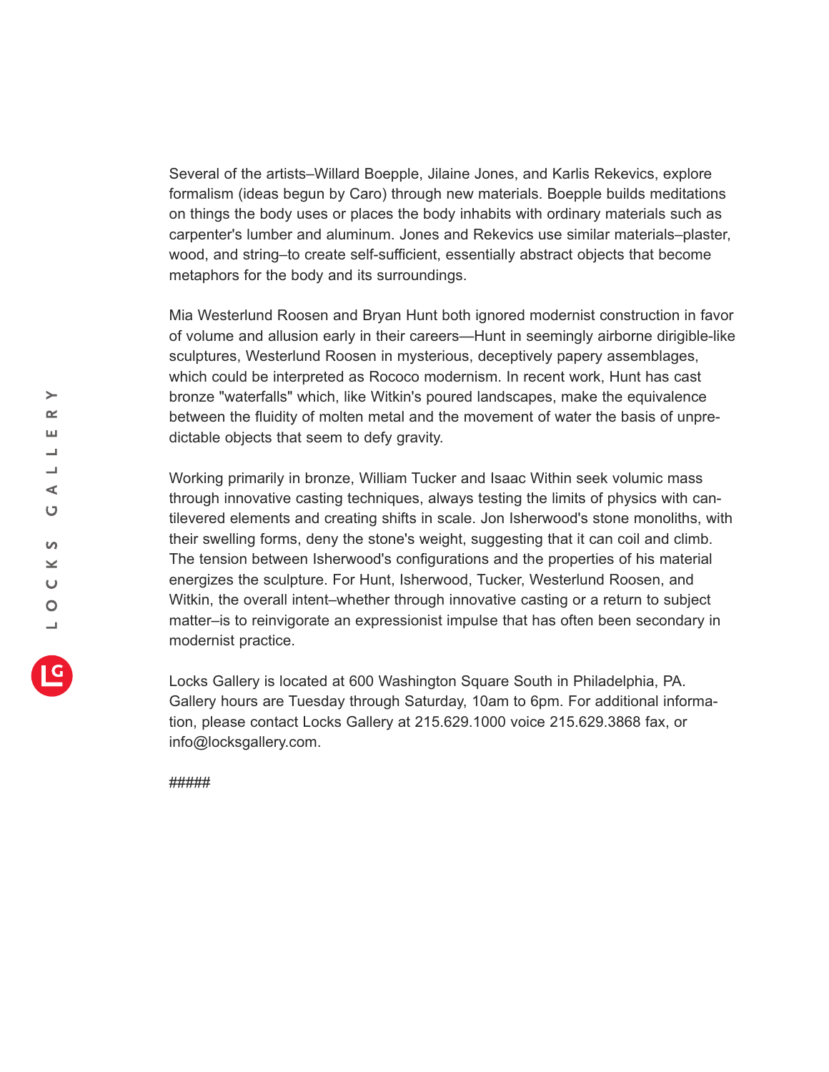Several of the artists–Willard Boepple, Jilaine Jones, and Karlis Rekevics, explore formalism (ideas begun by Caro) through new materials. Boepple builds meditations on things the body uses or places the body inhabits with ordinary materials such as carpenter's lumber and aluminum. Jones and Rekevics use similar materials–plaster, wood, and string–to create self-sufficient, essentially abstract objects that become metaphors for the body and its surroundings.

Mia Westerlund Roosen and Bryan Hunt both ignored modernist construction in favor of volume and allusion early in their careers—Hunt in seemingly airborne dirigible-like sculptures, Westerlund Roosen in mysterious, deceptively papery assemblages, which could be interpreted as Rococo modernism. In recent work, Hunt has cast bronze "waterfalls" which, like Witkin's poured landscapes, make the equivalence between the fluidity of molten metal and the movement of water the basis of unpredictable objects that seem to defy gravity.

Working primarily in bronze, William Tucker and Isaac Within seek volumic mass through innovative casting techniques, always testing the limits of physics with cantilevered elements and creating shifts in scale. Jon Isherwood's stone monoliths, with their swelling forms, deny the stone's weight, suggesting that it can coil and climb. The tension between Isherwood's configurations and the properties of his material energizes the sculpture. For Hunt, Isherwood, Tucker, Westerlund Roosen, and Witkin, the overall intent–whether through innovative casting or a return to subject matter–is to reinvigorate an expressionist impulse that has often been secondary in modernist practice.

Locks Gallery is located at 600 Washington Square South in Philadelphia, PA. Gallery hours are Tuesday through Saturday, 10am to 6pm. For additional information, please contact Locks Gallery at 215.629.1000 voice 215.629.3868 fax, or info@locksgallery.com.

#####